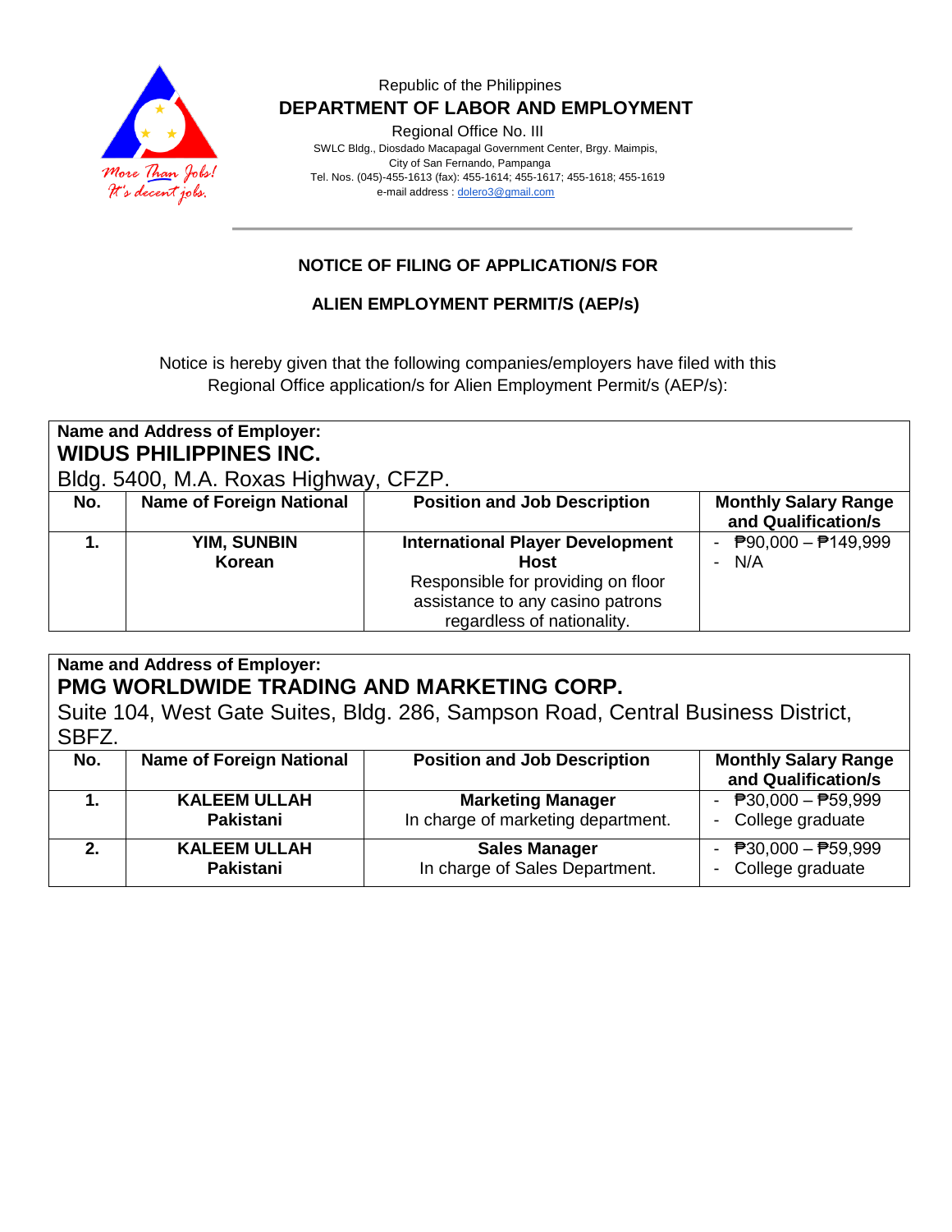Republic of the Philippines

**DEPARTMENT OF LABOR AND EMPLOYMENT**

Regional Office No. III

SWLC Bldg., Diosdado Macapagal Government Center, Brgy. Maimpis,
City of San Fernando, Pampanga
Tel. Nos. (045)-455-1613 (fax): 455-1614; 455-1617; 455-1618; 455-1619
e-mail address : dolero3@gmail.com

More Than Jobs! It's decent jobs.

## NOTICE OF FILING OF APPLICATION/S FOR

## ALIEN EMPLOYMENT PERMIT/S (AEP/s)

Notice is hereby given that the following companies/employers have filed with this Regional Office application/s for Alien Employment Permit/s (AEP/s):

**Name and Address of Employer:**
**WIDUS PHILIPPINES INC.**
Bldg. 5400, M.A. Roxas Highway, CFZP.

| No. | Name of Foreign National | Position and Job Description | Monthly Salary Range and Qualification/s |
|---|---|---|---|
| **1.** | **YIM, SUNBIN**<br>**Korean** | **International Player Development Host**<br>Responsible for providing on floor assistance to any casino patrons regardless of nationality. | - ₱90,000 – ₱149,999<br>- N/A |

**Name and Address of Employer:**
**PMG WORLDWIDE TRADING AND MARKETING CORP.**
Suite 104, West Gate Suites, Bldg. 286, Sampson Road, Central Business District, SBFZ.

| No. | Name of Foreign National | Position and Job Description | Monthly Salary Range and Qualification/s |
|---|---|---|---|
| **1.** | **KALEEM ULLAH**<br>**Pakistani** | **Marketing Manager**<br>In charge of marketing department. | - ₱30,000 – ₱59,999<br>- College graduate |
| **2.** | **KALEEM ULLAH**<br>**Pakistani** | **Sales Manager**<br>In charge of Sales Department. | - ₱30,000 – ₱59,999<br>- College graduate |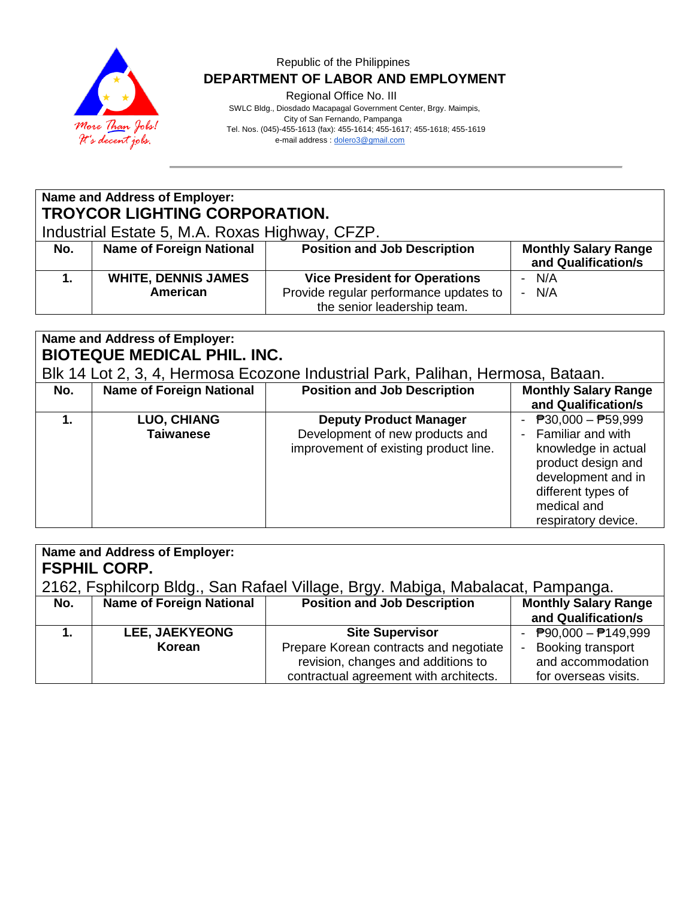Republic of the Philippines

**DEPARTMENT OF LABOR AND EMPLOYMENT**

Regional Office No. III

SWLC Bldg., Diosdado Macapagal Government Center, Brgy. Maimpis, City of San Fernando, Pampanga

Tel. Nos. (045)-455-1613 (fax): 455-1614; 455-1617; 455-1618; 455-1619

e-mail address : dolero3@gmail.com

More Than Jobs! It's decent jobs.

**Name and Address of Employer:**
**TROYCOR LIGHTING CORPORATION.**
Industrial Estate 5, M.A. Roxas Highway, CFZP.

| No. | Name of Foreign National | Position and Job Description | Monthly Salary Range and Qualification/s |
|---|---|---|---|
| **1.** | **WHITE, DENNIS JAMES** **American** | **Vice President for Operations** Provide regular performance updates to the senior leadership team. | - N/A - N/A |

**Name and Address of Employer:**
**BIOTEQUE MEDICAL PHIL. INC.**
Blk 14 Lot 2, 3, 4, Hermosa Ecozone Industrial Park, Palihan, Hermosa, Bataan.

| No. | Name of Foreign National | Position and Job Description | Monthly Salary Range and Qualification/s |
|---|---|---|---|
| **1.** | **LUO, CHIANG** **Taiwanese** | **Deputy Product Manager** Development of new products and improvement of existing product line. | - ₱30,000 – ₱59,999 - Familiar and with knowledge in actual product design and development and in different types of medical and respiratory device. |

**Name and Address of Employer:**
**FSPHIL CORP.**
2162, Fsphilcorp Bldg., San Rafael Village, Brgy. Mabiga, Mabalacat, Pampanga.

| No. | Name of Foreign National | Position and Job Description | Monthly Salary Range and Qualification/s |
|---|---|---|---|
| **1.** | **LEE, JAEKYEONG** **Korean** | **Site Supervisor** Prepare Korean contracts and negotiate revision, changes and additions to contractual agreement with architects. | - ₱90,000 – ₱149,999 - Booking transport and accommodation for overseas visits. |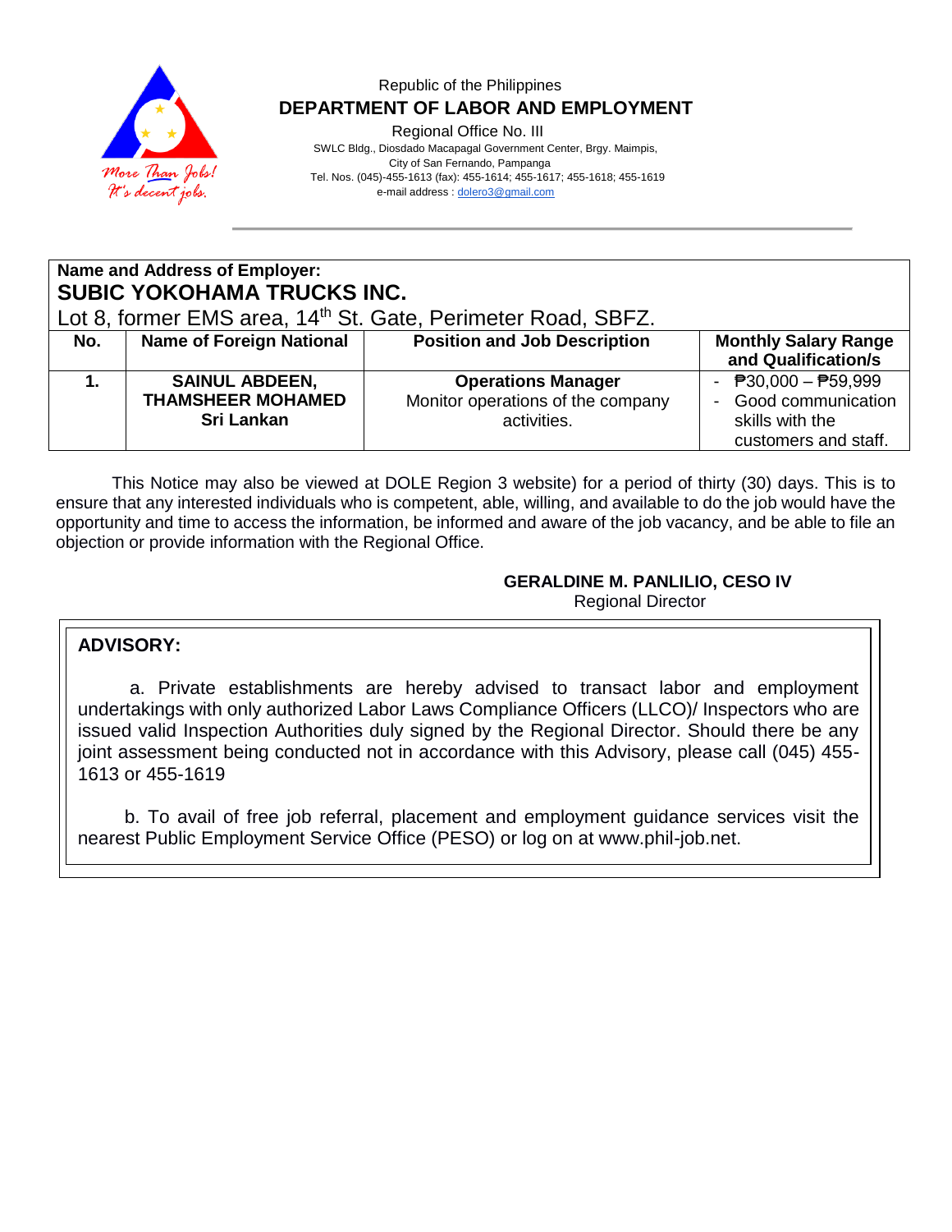Republic of the Philippines
**DEPARTMENT OF LABOR AND EMPLOYMENT**
Regional Office No. III
SWLC Bldg., Diosdado Macapagal Government Center, Brgy. Maimpis,
City of San Fernando, Pampanga
Tel. Nos. (045)-455-1613 (fax): 455-1614; 455-1617; 455-1618; 455-1619
e-mail address : dolero3@gmail.com

More Than Jobs! It's decent jobs.

**Name and Address of Employer:**
**SUBIC YOKOHAMA TRUCKS INC.**
Lot 8, former EMS area, 14th St. Gate, Perimeter Road, SBFZ.

| No. | Name of Foreign National | Position and Job Description | Monthly Salary Range and Qualification/s |
|---|---|---|---|
| **1.** | **SAINUL ABDEEN, THAMSHEER MOHAMED Sri Lankan** | **Operations Manager** Monitor operations of the company activities. | - ₱30,000 – ₱59,999 - Good communication skills with the customers and staff. |

This Notice may also be viewed at DOLE Region 3 website) for a period of thirty (30) days. This is to ensure that any interested individuals who is competent, able, willing, and available to do the job would have the opportunity and time to access the information, be informed and aware of the job vacancy, and be able to file an objection or provide information with the Regional Office.

**GERALDINE M. PANLILIO, CESO IV**
Regional Director

**ADVISORY:**

a. Private establishments are hereby advised to transact labor and employment undertakings with only authorized Labor Laws Compliance Officers (LLCO)/ Inspectors who are issued valid Inspection Authorities duly signed by the Regional Director. Should there be any joint assessment being conducted not in accordance with this Advisory, please call (045) 455-1613 or 455-1619

b. To avail of free job referral, placement and employment guidance services visit the nearest Public Employment Service Office (PESO) or log on at www.phil-job.net.